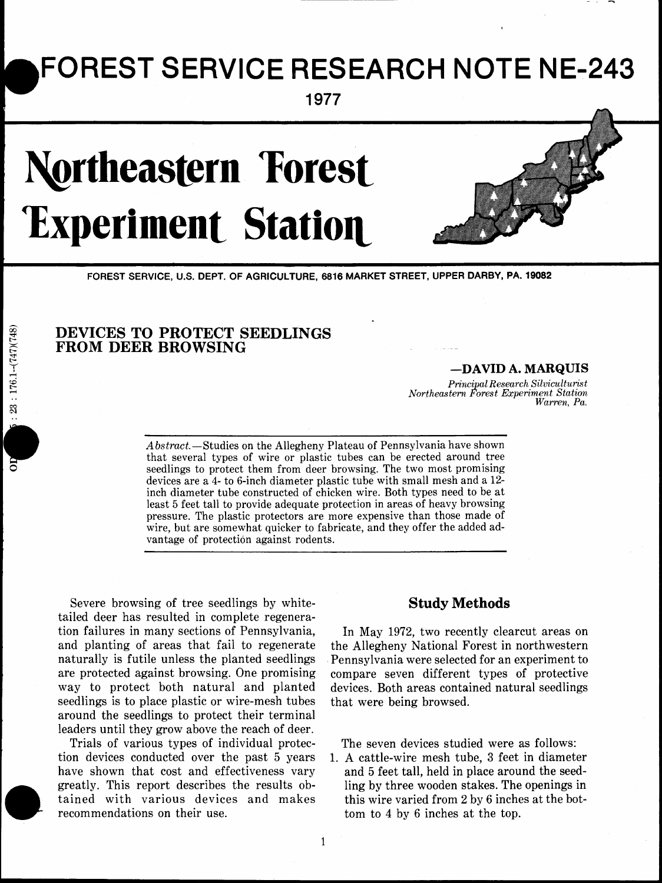# FOREST SERVICE RESEARCH NOTE NE-243

1977

# Northeastern Forest Experiment Station

FOREST SERVICE, U.S. DEPT. OF AGRICULTURE, 6816 MARKET STREET, UPPER DARBY, PA. 19082

## DEVICES TO PROTECT SEEDLINGS FROM DEER BROWSING

**—DAVID A. MARQUIS**

*Principal Research Silviculturist*
*Northeastern Forest Experiment Station*
*Warren, Pa.*

*Abstract.*—Studies on the Allegheny Plateau of Pennsylvania have shown that several types of wire or plastic tubes can be erected around tree seedlings to protect them from deer browsing. The two most promising devices are a 4- to 6-inch diameter plastic tube with small mesh and a 12-inch diameter tube constructed of chicken wire. Both types need to be at least 5 feet tall to provide adequate protection in areas of heavy browsing pressure. The plastic protectors are more expensive than those made of wire, but are somewhat quicker to fabricate, and they offer the added advantage of protection against rodents.

Severe browsing of tree seedlings by white-tailed deer has resulted in complete regeneration failures in many sections of Pennsylvania, and planting of areas that fail to regenerate naturally is futile unless the planted seedlings are protected against browsing. One promising way to protect both natural and planted seedlings is to place plastic or wire-mesh tubes around the seedlings to protect their terminal leaders until they grow above the reach of deer.

Trials of various types of individual protection devices conducted over the past 5 years have shown that cost and effectiveness vary greatly. This report describes the results obtained with various devices and makes recommendations on their use.

## Study Methods

In May 1972, two recently clearcut areas on the Allegheny National Forest in northwestern Pennsylvania were selected for an experiment to compare seven different types of protective devices. Both areas contained natural seedlings that were being browsed.

The seven devices studied were as follows:

1. A cattle-wire mesh tube, 3 feet in diameter and 5 feet tall, held in place around the seedling by three wooden stakes. The openings in this wire varied from 2 by 6 inches at the bottom to 4 by 6 inches at the top.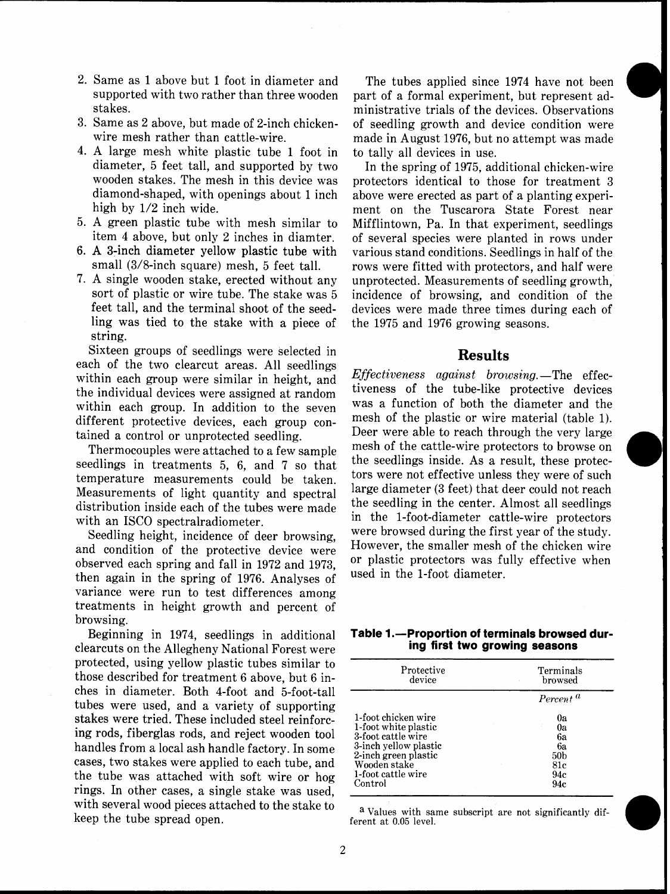2. Same as 1 above but 1 foot in diameter and supported with two rather than three wooden stakes.
3. Same as 2 above, but made of 2-inch chicken-wire mesh rather than cattle-wire.
4. A large mesh white plastic tube 1 foot in diameter, 5 feet tall, and supported by two wooden stakes. The mesh in this device was diamond-shaped, with openings about 1 inch high by 1/2 inch wide.
5. A green plastic tube with mesh similar to item 4 above, but only 2 inches in diamter.
6. A 3-inch diameter yellow plastic tube with small (3/8-inch square) mesh, 5 feet tall.
7. A single wooden stake, erected without any sort of plastic or wire tube. The stake was 5 feet tall, and the terminal shoot of the seedling was tied to the stake with a piece of string.

Sixteen groups of seedlings were selected in each of the two clearcut areas. All seedlings within each group were similar in height, and the individual devices were assigned at random within each group. In addition to the seven different protective devices, each group contained a control or unprotected seedling.

Thermocouples were attached to a few sample seedlings in treatments 5, 6, and 7 so that temperature measurements could be taken. Measurements of light quantity and spectral distribution inside each of the tubes were made with an ISCO spectralradiometer.

Seedling height, incidence of deer browsing, and condition of the protective device were observed each spring and fall in 1972 and 1973, then again in the spring of 1976. Analyses of variance were run to test differences among treatments in height growth and percent of browsing.

Beginning in 1974, seedlings in additional clearcuts on the Allegheny National Forest were protected, using yellow plastic tubes similar to those described for treatment 6 above, but 6 inches in diameter. Both 4-foot and 5-foot-tall tubes were used, and a variety of supporting stakes were tried. These included steel reinforcing rods, fiberglas rods, and reject wooden tool handles from a local ash handle factory. In some cases, two stakes were applied to each tube, and the tube was attached with soft wire or hog rings. In other cases, a single stake was used, with several wood pieces attached to the stake to keep the tube spread open.

The tubes applied since 1974 have not been part of a formal experiment, but represent administrative trials of the devices. Observations of seedling growth and device condition were made in August 1976, but no attempt was made to tally all devices in use.

In the spring of 1975, additional chicken-wire protectors identical to those for treatment 3 above were erected as part of a planting experiment on the Tuscarora State Forest near Mifflintown, Pa. In that experiment, seedlings of several species were planted in rows under various stand conditions. Seedlings in half of the rows were fitted with protectors, and half were unprotected. Measurements of seedling growth, incidence of browsing, and condition of the devices were made three times during each of the 1975 and 1976 growing seasons.

## Results

*Effectiveness against browsing.*—The effectiveness of the tube-like protective devices was a function of both the diameter and the mesh of the plastic or wire material (table 1). Deer were able to reach through the very large mesh of the cattle-wire protectors to browse on the seedlings inside. As a result, these protectors were not effective unless they were of such large diameter (3 feet) that deer could not reach the seedling in the center. Almost all seedlings in the 1-foot-diameter cattle-wire protectors were browsed during the first year of the study. However, the smaller mesh of the chicken wire or plastic protectors was fully effective when used in the 1-foot diameter.

**Table 1.—Proportion of terminals browsed during first two growing seasons**

| Protective device | Terminals browsed |
|---|---|
| | *Percent* [a] |
| 1-foot chicken wire | 0a |
| 1-foot white plastic | 0a |
| 3-foot cattle wire | 6a |
| 3-inch yellow plastic | 6a |
| 2-inch green plastic | 50b |
| Wooden stake | 81c |
| 1-foot cattle wire | 94c |
| Control | 94c |

[a] Values with same subscript are not significantly different at 0.05 level.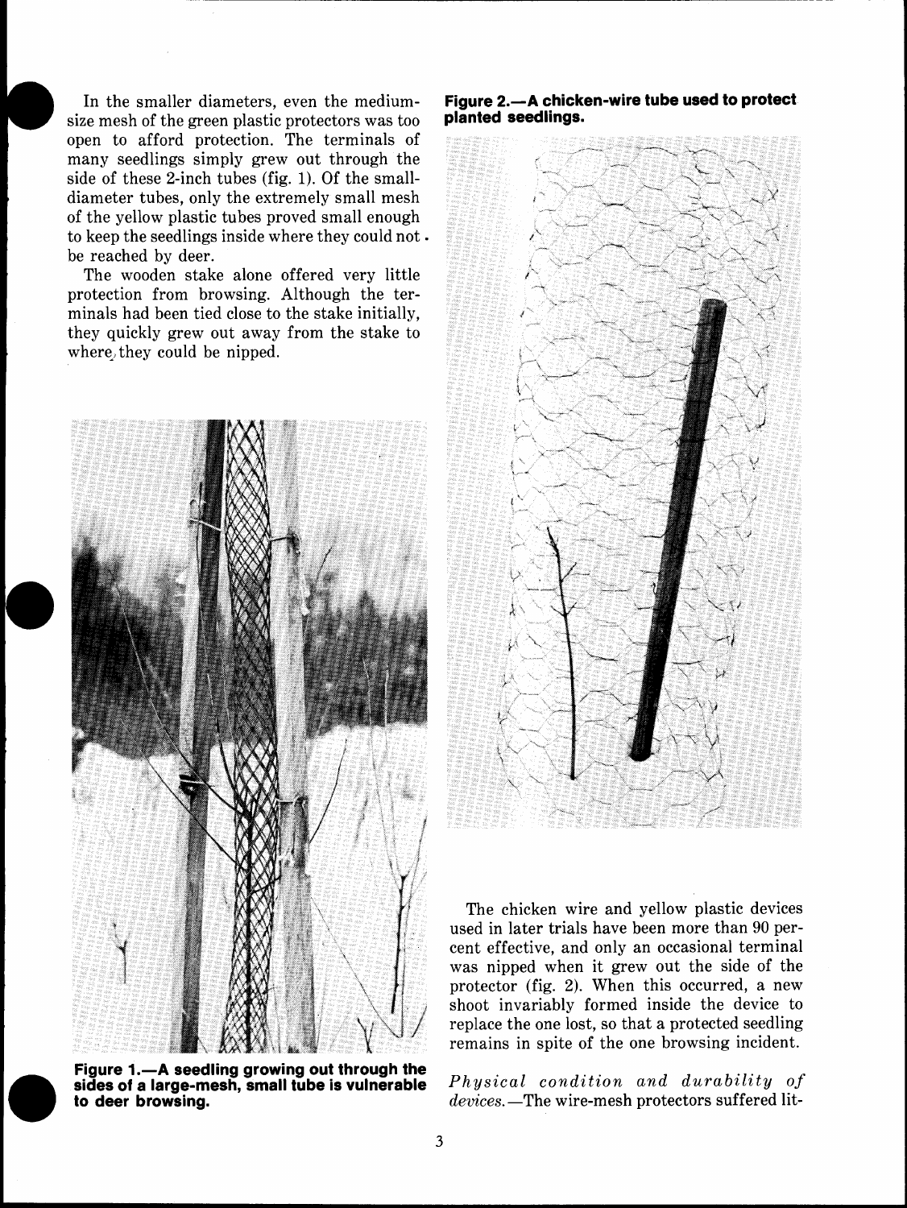In the smaller diameters, even the medium-size mesh of the green plastic protectors was too open to afford protection. The terminals of many seedlings simply grew out through the side of these 2-inch tubes (fig. 1). Of the small-diameter tubes, only the extremely small mesh of the yellow plastic tubes proved small enough to keep the seedlings inside where they could not be reached by deer.

The wooden stake alone offered very little protection from browsing. Although the terminals had been tied close to the stake initially, they quickly grew out away from the stake to where they could be nipped.

**Figure 1.—A seedling growing out through the sides of a large-mesh, small tube is vulnerable to deer browsing.**

**Figure 2.—A chicken-wire tube used to protect planted seedlings.**

The chicken wire and yellow plastic devices used in later trials have been more than 90 percent effective, and only an occasional terminal was nipped when it grew out the side of the protector (fig. 2). When this occurred, a new shoot invariably formed inside the device to replace the one lost, so that a protected seedling remains in spite of the one browsing incident.

*Physical condition and durability of devices.*—The wire-mesh protectors suffered lit-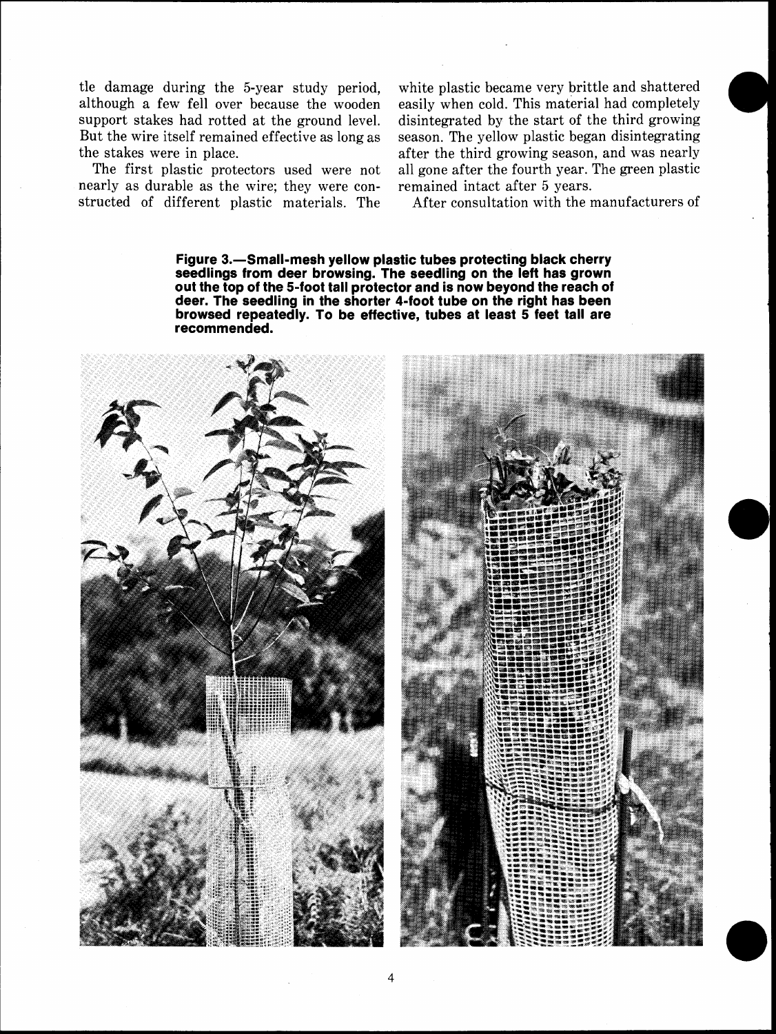tle damage during the 5-year study period, although a few fell over because the wooden support stakes had rotted at the ground level. But the wire itself remained effective as long as the stakes were in place.

The first plastic protectors used were not nearly as durable as the wire; they were constructed of different plastic materials. The white plastic became very brittle and shattered easily when cold. This material had completely disintegrated by the start of the third growing season. The yellow plastic began disintegrating after the third growing season, and was nearly all gone after the fourth year. The green plastic remained intact after 5 years.

After consultation with the manufacturers of

**Figure 3.—Small-mesh yellow plastic tubes protecting black cherry seedlings from deer browsing. The seedling on the left has grown out the top of the 5-foot tall protector and is now beyond the reach of deer. The seedling in the shorter 4-foot tube on the right has been browsed repeatedly. To be effective, tubes at least 5 feet tall are recommended.**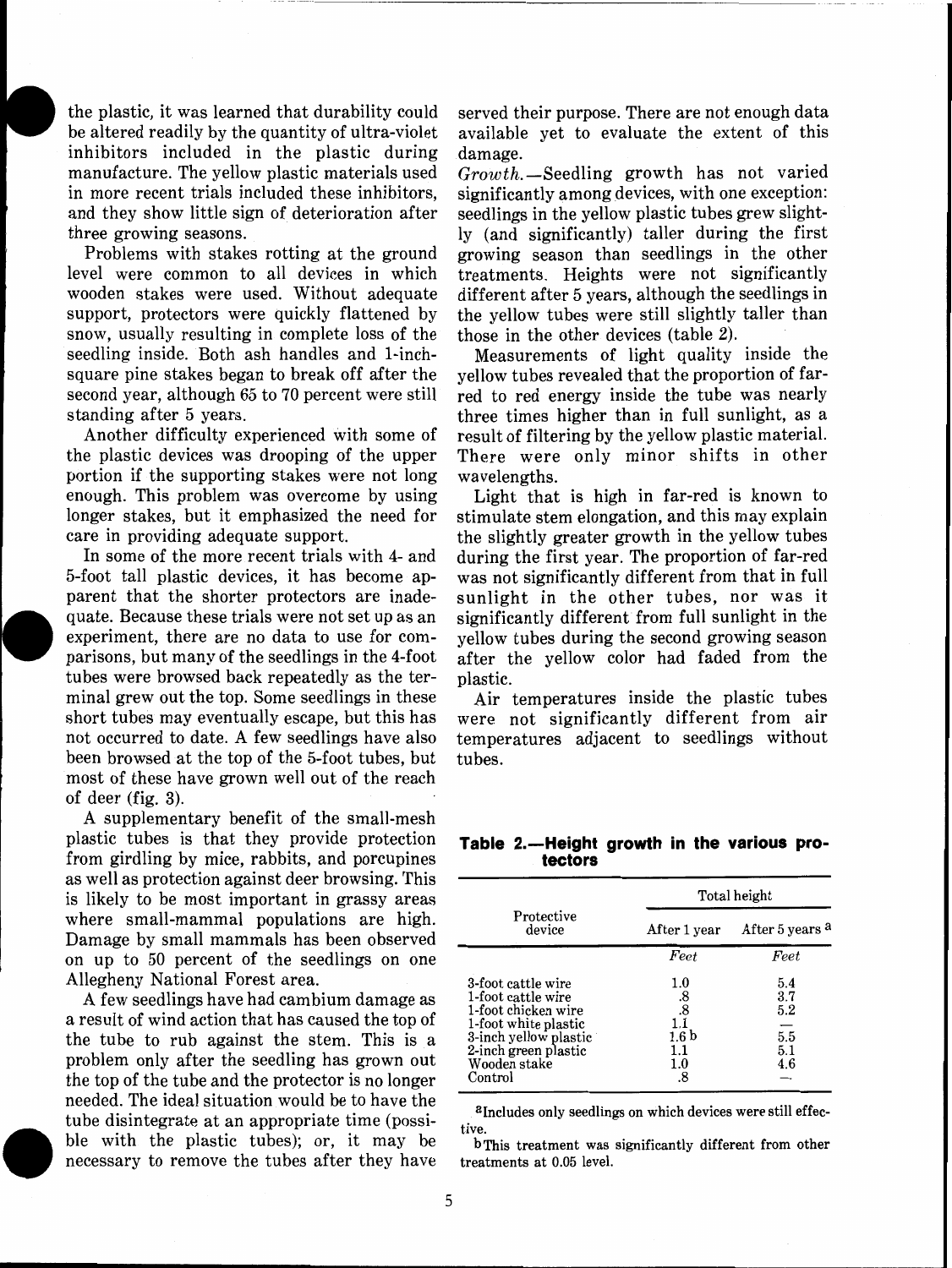the plastic, it was learned that durability could be altered readily by the quantity of ultra-violet inhibitors included in the plastic during manufacture. The yellow plastic materials used in more recent trials included these inhibitors, and they show little sign of deterioration after three growing seasons.

Problems with stakes rotting at the ground level were common to all devices in which wooden stakes were used. Without adequate support, protectors were quickly flattened by snow, usually resulting in complete loss of the seedling inside. Both ash handles and 1-inch-square pine stakes began to break off after the second year, although 65 to 70 percent were still standing after 5 years.

Another difficulty experienced with some of the plastic devices was drooping of the upper portion if the supporting stakes were not long enough. This problem was overcome by using longer stakes, but it emphasized the need for care in providing adequate support.

In some of the more recent trials with 4- and 5-foot tall plastic devices, it has become apparent that the shorter protectors are inadequate. Because these trials were not set up as an experiment, there are no data to use for comparisons, but many of the seedlings in the 4-foot tubes were browsed back repeatedly as the terminal grew out the top. Some seedlings in these short tubes may eventually escape, but this has not occurred to date. A few seedlings have also been browsed at the top of the 5-foot tubes, but most of these have grown well out of the reach of deer (fig. 3).

A supplementary benefit of the small-mesh plastic tubes is that they provide protection from girdling by mice, rabbits, and porcupines as well as protection against deer browsing. This is likely to be most important in grassy areas where small-mammal populations are high. Damage by small mammals has been observed on up to 50 percent of the seedlings on one Allegheny National Forest area.

A few seedlings have had cambium damage as a result of wind action that has caused the top of the tube to rub against the stem. This is a problem only after the seedling has grown out the top of the tube and the protector is no longer needed. The ideal situation would be to have the tube disintegrate at an appropriate time (possible with the plastic tubes); or, it may be necessary to remove the tubes after they have served their purpose. There are not enough data available yet to evaluate the extent of this damage.

*Growth.*—Seedling growth has not varied significantly among devices, with one exception: seedlings in the yellow plastic tubes grew slightly (and significantly) taller during the first growing season than seedlings in the other treatments. Heights were not significantly different after 5 years, although the seedlings in the yellow tubes were still slightly taller than those in the other devices (table 2).

Measurements of light quality inside the yellow tubes revealed that the proportion of far-red to red energy inside the tube was nearly three times higher than in full sunlight, as a result of filtering by the yellow plastic material. There were only minor shifts in other wavelengths.

Light that is high in far-red is known to stimulate stem elongation, and this may explain the slightly greater growth in the yellow tubes during the first year. The proportion of far-red was not significantly different from that in full sunlight in the other tubes, nor was it significantly different from full sunlight in the yellow tubes during the second growing season after the yellow color had faded from the plastic.

Air temperatures inside the plastic tubes were not significantly different from air temperatures adjacent to seedlings without tubes.

**Table 2.—Height growth in the various protectors**

| Protective device | Total height | |
|---|---|---|
| | After 1 year | After 5 years [a] |
| | *Feet* | *Feet* |
| 3-foot cattle wire | 1.0 | 5.4 |
| 1-foot cattle wire | .8 | 3.7 |
| 1-foot chicken wire | .8 | 5.2 |
| 1-foot white plastic | 1.1 | — |
| 3-inch yellow plastic | 1.6 [b] | 5.5 |
| 2-inch green plastic | 1.1 | 5.1 |
| Wooden stake | 1.0 | 4.6 |
| Control | .8 | — |

[a] Includes only seedlings on which devices were still effective.

[b] This treatment was significantly different from other treatments at 0.05 level.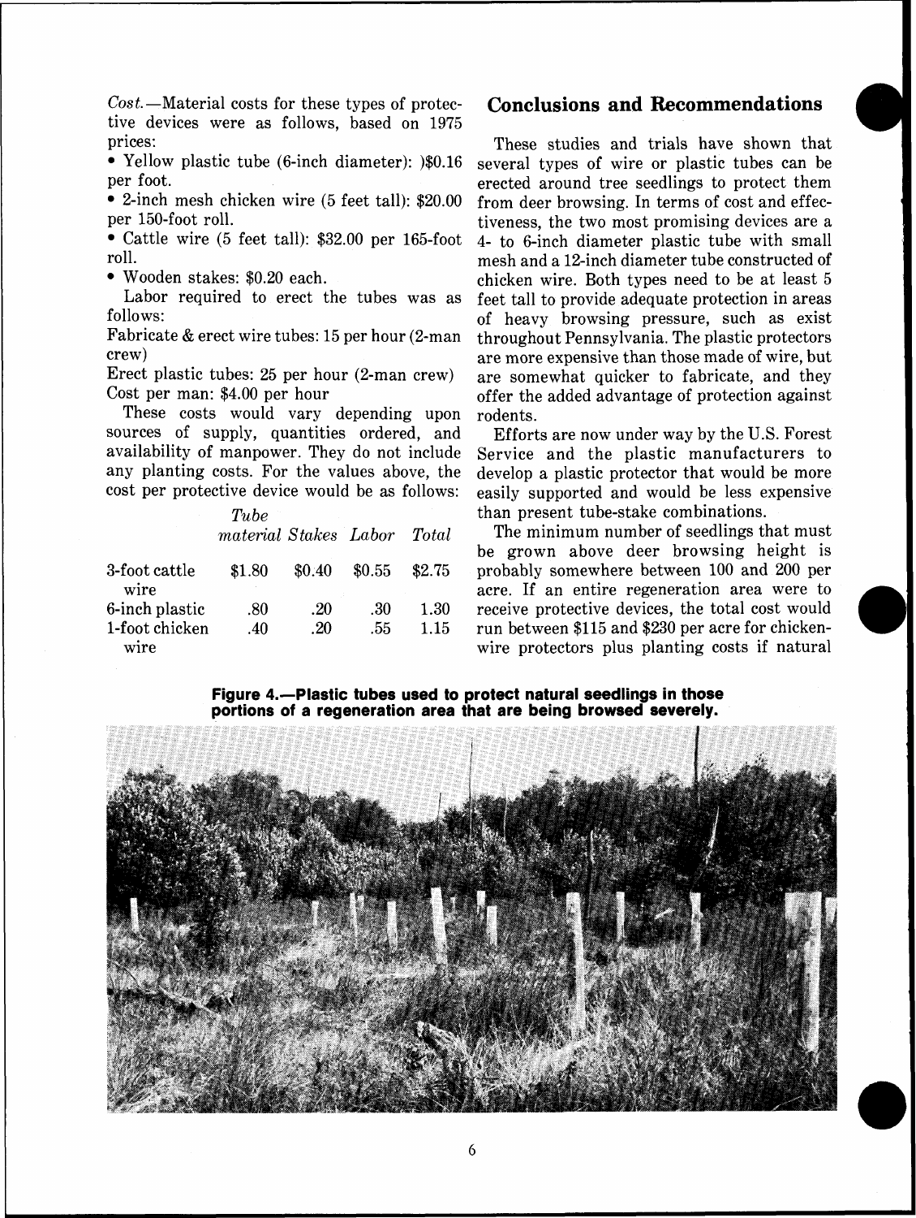*Cost.*—Material costs for these types of protective devices were as follows, based on 1975 prices:

- Yellow plastic tube (6-inch diameter): )$0.16 per foot.
- 2-inch mesh chicken wire (5 feet tall): $20.00 per 150-foot roll.
- Cattle wire (5 feet tall): $32.00 per 165-foot roll.
- Wooden stakes: $0.20 each.

Labor required to erect the tubes was as follows:

Fabricate & erect wire tubes: 15 per hour (2-man crew)

Erect plastic tubes: 25 per hour (2-man crew)

Cost per man: $4.00 per hour

These costs would vary depending upon sources of supply, quantities ordered, and availability of manpower. They do not include any planting costs. For the values above, the cost per protective device would be as follows:

| | *Tube material* | *Stakes* | *Labor* | *Total* |
|---|---|---|---|---|
| 3-foot cattle wire | $1.80 | $0.40 | $0.55 | $2.75 |
| 6-inch plastic | .80 | .20 | .30 | 1.30 |
| 1-foot chicken wire | .40 | .20 | .55 | 1.15 |

## Conclusions and Recommendations

These studies and trials have shown that several types of wire or plastic tubes can be erected around tree seedlings to protect them from deer browsing. In terms of cost and effectiveness, the two most promising devices are a 4- to 6-inch diameter plastic tube with small mesh and a 12-inch diameter tube constructed of chicken wire. Both types need to be at least 5 feet tall to provide adequate protection in areas of heavy browsing pressure, such as exist throughout Pennsylvania. The plastic protectors are more expensive than those made of wire, but are somewhat quicker to fabricate, and they offer the added advantage of protection against rodents.

Efforts are now under way by the U.S. Forest Service and the plastic manufacturers to develop a plastic protector that would be more easily supported and would be less expensive than present tube-stake combinations.

The minimum number of seedlings that must be grown above deer browsing height is probably somewhere between 100 and 200 per acre. If an entire regeneration area were to receive protective devices, the total cost would run between $115 and $230 per acre for chicken-wire protectors plus planting costs if natural

**Figure 4.—Plastic tubes used to protect natural seedlings in those portions of a regeneration area that are being browsed severely.**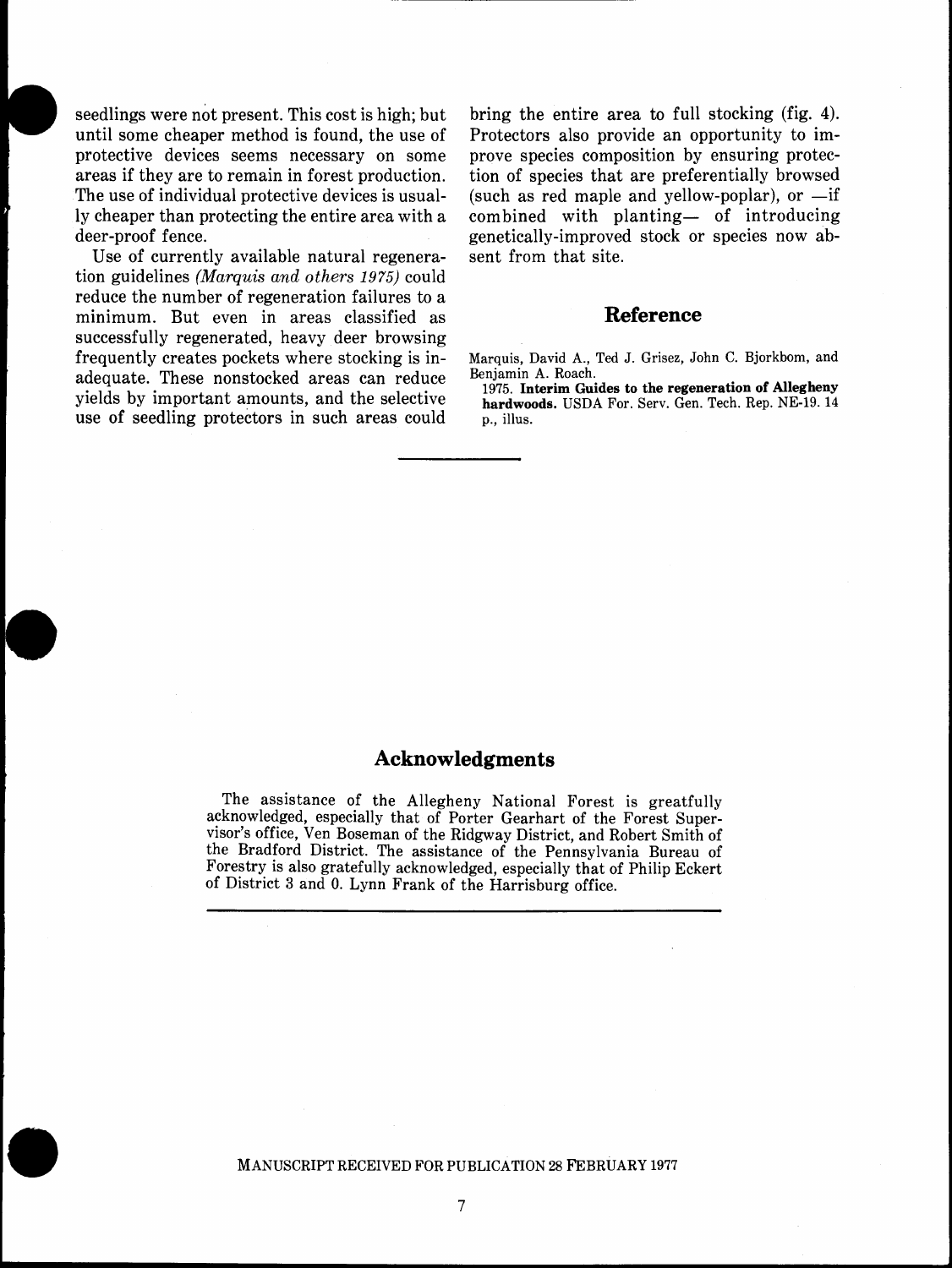seedlings were not present. This cost is high; but until some cheaper method is found, the use of protective devices seems necessary on some areas if they are to remain in forest production. The use of individual protective devices is usually cheaper than protecting the entire area with a deer-proof fence.

Use of currently available natural regeneration guidelines *(Marquis and others 1975)* could reduce the number of regeneration failures to a minimum. But even in areas classified as successfully regenerated, heavy deer browsing frequently creates pockets where stocking is inadequate. These nonstocked areas can reduce yields by important amounts, and the selective use of seedling protectors in such areas could bring the entire area to full stocking (fig. 4). Protectors also provide an opportunity to improve species composition by ensuring protection of species that are preferentially browsed (such as red maple and yellow-poplar), or —if combined with planting— of introducing genetically-improved stock or species now absent from that site.

## Reference

Marquis, David A., Ted J. Grisez, John C. Bjorkbom, and Benjamin A. Roach.
1975. **Interim Guides to the regeneration of Allegheny hardwoods.** USDA For. Serv. Gen. Tech. Rep. NE-19. 14 p., illus.

## Acknowledgments

The assistance of the Allegheny National Forest is greatfully acknowledged, especially that of Porter Gearhart of the Forest Supervisor's office, Ven Boseman of the Ridgway District, and Robert Smith of the Bradford District. The assistance of the Pennsylvania Bureau of Forestry is also gratefully acknowledged, especially that of Philip Eckert of District 3 and 0. Lynn Frank of the Harrisburg office.

MANUSCRIPT RECEIVED FOR PUBLICATION 28 FEBRUARY 1977